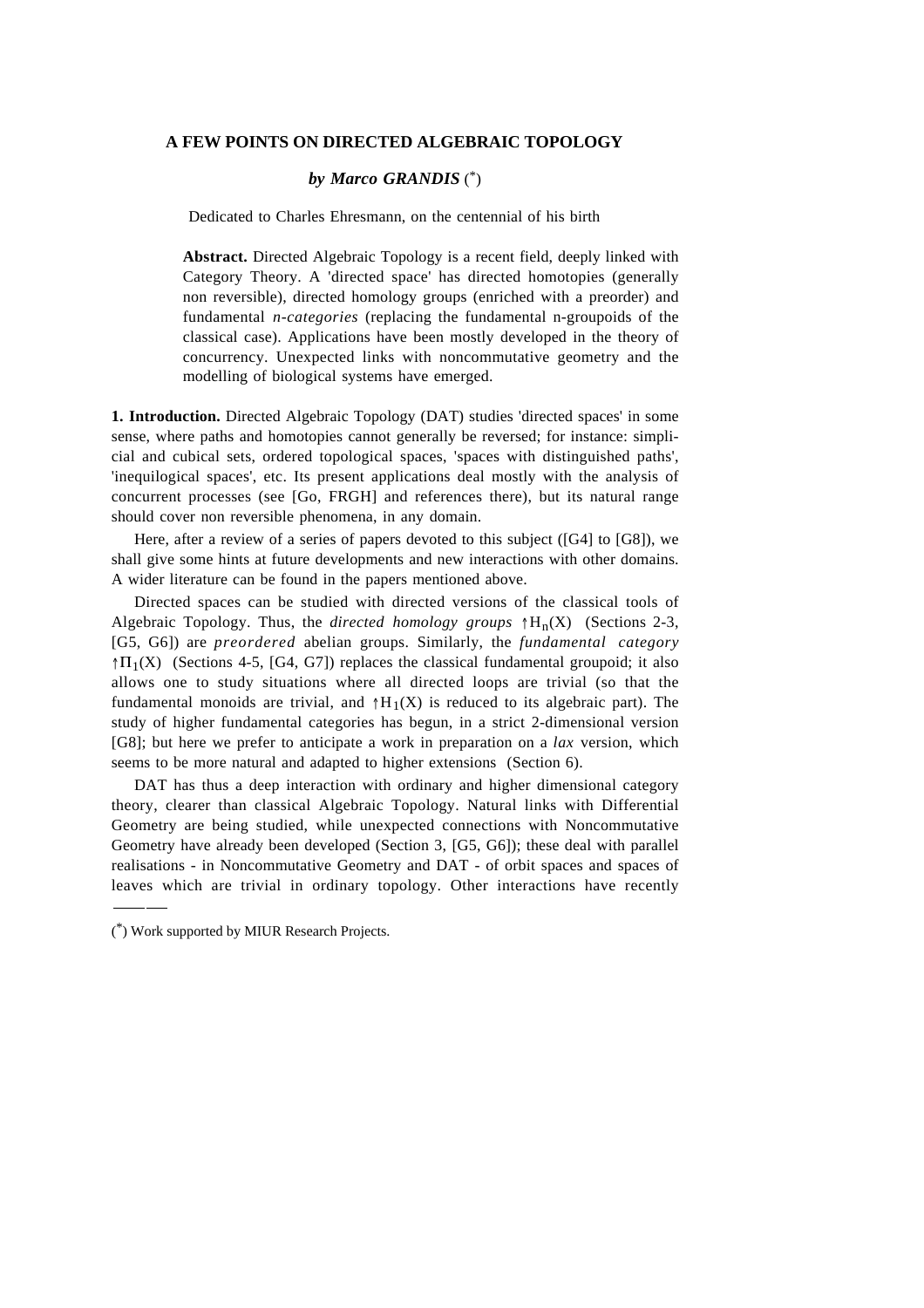# A FEW POINTS ON DIRECTED ALGEBRAIC TOPOLOGY

***by Marco GRANDIS*** (*)

Dedicated to Charles Ehresmann, on the centennial of his birth

**Abstract.** Directed Algebraic Topology is a recent field, deeply linked with Category Theory. A 'directed space' has directed homotopies (generally non reversible), directed homology groups (enriched with a preorder) and fundamental *n-categories* (replacing the fundamental n-groupoids of the classical case). Applications have been mostly developed in the theory of concurrency. Unexpected links with noncommutative geometry and the modelling of biological systems have emerged.

**1. Introduction.** Directed Algebraic Topology (DAT) studies 'directed spaces' in some sense, where paths and homotopies cannot generally be reversed; for instance: simplicial and cubical sets, ordered topological spaces, 'spaces with distinguished paths', 'inequilogical spaces', etc. Its present applications deal mostly with the analysis of concurrent processes (see [Go, FRGH] and references there), but its natural range should cover non reversible phenomena, in any domain.

Here, after a review of a series of papers devoted to this subject ([G4] to [G8]), we shall give some hints at future developments and new interactions with other domains. A wider literature can be found in the papers mentioned above.

Directed spaces can be studied with directed versions of the classical tools of Algebraic Topology. Thus, the *directed homology groups* $\uparrow H_n(X)$ (Sections 2-3, [G5, G6]) are *preordered* abelian groups. Similarly, the *fundamental category* $\uparrow \Pi_1(X)$ (Sections 4-5, [G4, G7]) replaces the classical fundamental groupoid; it also allows one to study situations where all directed loops are trivial (so that the fundamental monoids are trivial, and $\uparrow H_1(X)$ is reduced to its algebraic part). The study of higher fundamental categories has begun, in a strict 2-dimensional version [G8]; but here we prefer to anticipate a work in preparation on a *lax* version, which seems to be more natural and adapted to higher extensions (Section 6).

DAT has thus a deep interaction with ordinary and higher dimensional category theory, clearer than classical Algebraic Topology. Natural links with Differential Geometry are being studied, while unexpected connections with Noncommutative Geometry have already been developed (Section 3, [G5, G6]); these deal with parallel realisations - in Noncommutative Geometry and DAT - of orbit spaces and spaces of leaves which are trivial in ordinary topology. Other interactions have recently

---

(*) Work supported by MIUR Research Projects.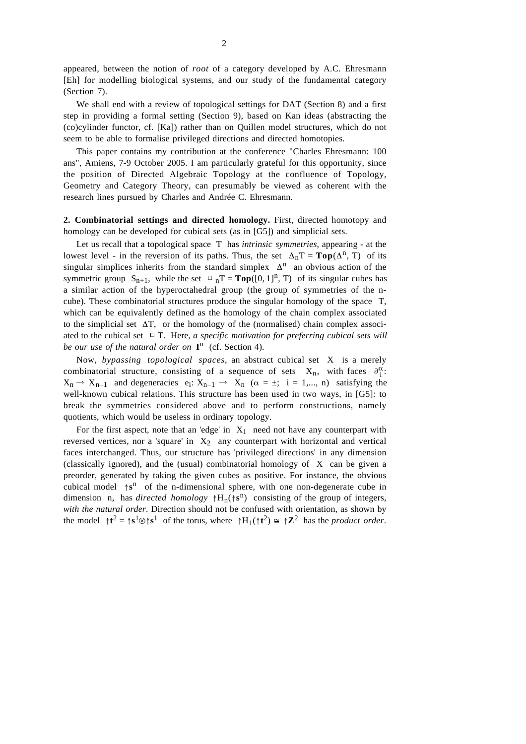appeared, between the notion of *root* of a category developed by A.C. Ehresmann [Eh] for modelling biological systems, and our study of the fundamental category (Section 7).

We shall end with a review of topological settings for DAT (Section 8) and a first step in providing a formal setting (Section 9), based on Kan ideas (abstracting the (co)cylinder functor, cf. [Ka]) rather than on Quillen model structures, which do not seem to be able to formalise privileged directions and directed homotopies.

This paper contains my contribution at the conference "Charles Ehresmann: 100 ans", Amiens, 7-9 October 2005. I am particularly grateful for this opportunity, since the position of Directed Algebraic Topology at the confluence of Topology, Geometry and Category Theory, can presumably be viewed as coherent with the research lines pursued by Charles and Andrée C. Ehresmann.

**2. Combinatorial settings and directed homology.** First, directed homotopy and homology can be developed for cubical sets (as in [G5]) and simplicial sets.

Let us recall that a topological space $T$ has *intrinsic symmetries*, appearing - at the lowest level - in the reversion of its paths. Thus, the set $\Delta_n T = \mathbf{Top}(\Delta^n, T)$ of its singular simplices inherits from the standard simplex $\Delta^n$ an obvious action of the symmetric group $S_{n+1}$, while the set $\Box_n T = \mathbf{Top}([0, 1]^n, T)$ of its singular cubes has a similar action of the hyperoctahedral group (the group of symmetries of the n-cube). These combinatorial structures produce the singular homology of the space $T$, which can be equivalently defined as the homology of the chain complex associated to the simplicial set $\Delta T$, or the homology of the (normalised) chain complex associated to the cubical set $\Box T$. Here, *a specific motivation for preferring cubical sets will be our use of the natural order on* $\mathbf{I}^n$ (cf. Section 4).

Now, *bypassing topological spaces*, an abstract cubical set $X$ is a merely combinatorial structure, consisting of a sequence of sets $X_n$, with faces $\partial_i^\alpha$: $X_n \to X_{n-1}$ and degeneracies $e_i$: $X_{n-1} \to X_n$ ($\alpha = \pm$; $i = 1,..., n$) satisfying the well-known cubical relations. This structure has been used in two ways, in [G5]: to break the symmetries considered above and to perform constructions, namely quotients, which would be useless in ordinary topology.

For the first aspect, note that an 'edge' in $X_1$ need not have any counterpart with reversed vertices, nor a 'square' in $X_2$ any counterpart with horizontal and vertical faces interchanged. Thus, our structure has 'privileged directions' in any dimension (classically ignored), and the (usual) combinatorial homology of $X$ can be given a preorder, generated by taking the given cubes as positive. For instance, the obvious cubical model $\uparrow\mathbf{s}^n$ of the n-dimensional sphere, with one non-degenerate cube in dimension n, has *directed homology* $\uparrow H_n(\uparrow\mathbf{s}^n)$ consisting of the group of integers, *with the natural order*. Direction should not be confused with orientation, as shown by the model $\uparrow\mathbf{t}^2 = \uparrow\mathbf{s}^1 \otimes \uparrow\mathbf{s}^1$ of the torus, where $\uparrow H_1(\uparrow\mathbf{t}^2) \cong \uparrow\mathbf{Z}^2$ has the *product order*.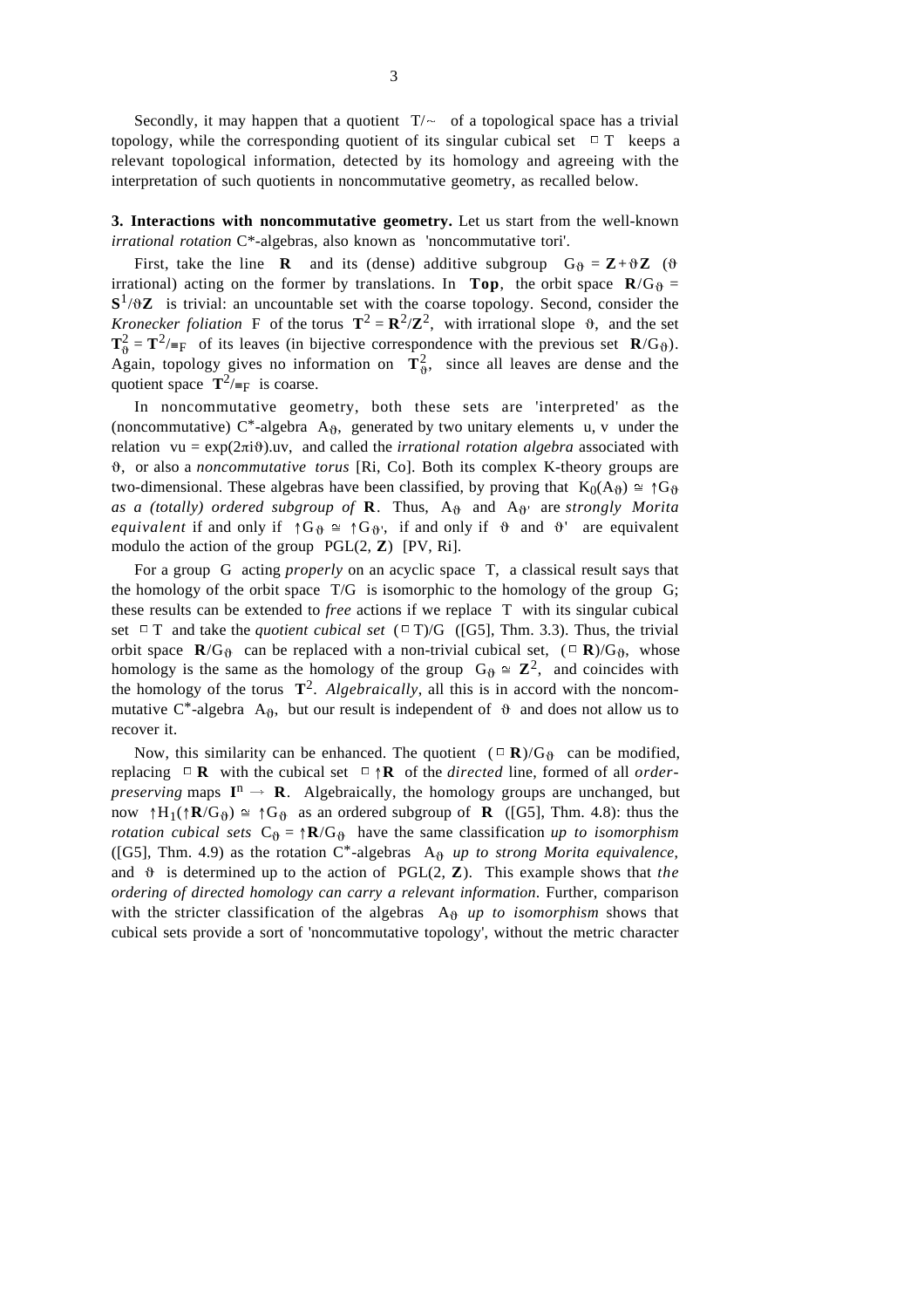Secondly, it may happen that a quotient $T/\!\sim$ of a topological space has a trivial topology, while the corresponding quotient of its singular cubical set $\square T$ keeps a relevant topological information, detected by its homology and agreeing with the interpretation of such quotients in noncommutative geometry, as recalled below.

**3. Interactions with noncommutative geometry.** Let us start from the well-known *irrational rotation* C*-algebras, also known as 'noncommutative tori'.

First, take the line $\mathbf{R}$ and its (dense) additive subgroup $G_\vartheta = \mathbf{Z} + \vartheta\mathbf{Z}$ ($\vartheta$ irrational) acting on the former by translations. In **Top**, the orbit space $\mathbf{R}/G_\vartheta = \mathbf{S}^1/\vartheta\mathbf{Z}$ is trivial: an uncountable set with the coarse topology. Second, consider the *Kronecker foliation* F of the torus $\mathbf{T}^2 = \mathbf{R}^2/\mathbf{Z}^2$, with irrational slope $\vartheta$, and the set $\mathbf{T}^2_\vartheta = \mathbf{T}^2/\!\equiv_F$ of its leaves (in bijective correspondence with the previous set $\mathbf{R}/G_\vartheta$). Again, topology gives no information on $\mathbf{T}^2_\vartheta$, since all leaves are dense and the quotient space $\mathbf{T}^2/\!\equiv_F$ is coarse.

In noncommutative geometry, both these sets are 'interpreted' as the (noncommutative) $C^*$-algebra $A_\vartheta$, generated by two unitary elements u, v under the relation $vu = \exp(2\pi i\vartheta).uv$, and called the *irrational rotation algebra* associated with $\vartheta$, or also a *noncommutative torus* [Ri, Co]. Both its complex K-theory groups are two-dimensional. These algebras have been classified, by proving that $K_0(A_\vartheta) \cong \uparrow G_\vartheta$ *as a (totally) ordered subgroup of* $\mathbf{R}$. Thus, $A_\vartheta$ and $A_{\vartheta'}$ are *strongly Morita equivalent* if and only if $\uparrow G_\vartheta \cong \uparrow G_{\vartheta'}$, if and only if $\vartheta$ and $\vartheta'$ are equivalent modulo the action of the group $\mathrm{PGL}(2, \mathbf{Z})$ [PV, Ri].

For a group G acting *properly* on an acyclic space T, a classical result says that the homology of the orbit space T/G is isomorphic to the homology of the group G; these results can be extended to *free* actions if we replace T with its singular cubical set $\square T$ and take the *quotient cubical set* $(\square T)/G$ ([G5], Thm. 3.3). Thus, the trivial orbit space $\mathbf{R}/G_\vartheta$ can be replaced with a non-trivial cubical set, $(\square \mathbf{R})/G_\vartheta$, whose homology is the same as the homology of the group $G_\vartheta \cong \mathbf{Z}^2$, and coincides with the homology of the torus $\mathbf{T}^2$. *Algebraically*, all this is in accord with the noncommutative $C^*$-algebra $A_\vartheta$, but our result is independent of $\vartheta$ and does not allow us to recover it.

Now, this similarity can be enhanced. The quotient $(\square \mathbf{R})/G_\vartheta$ can be modified, replacing $\square \mathbf{R}$ with the cubical set $\square \!\uparrow\!\mathbf{R}$ of the *directed* line, formed of all *order-preserving* maps $\mathbf{I}^n \to \mathbf{R}$. Algebraically, the homology groups are unchanged, but now $\uparrow H_1(\uparrow\mathbf{R}/G_\vartheta) \cong \uparrow G_\vartheta$ as an ordered subgroup of $\mathbf{R}$ ([G5], Thm. 4.8): thus the *rotation cubical sets* $C_\vartheta = \uparrow\mathbf{R}/G_\vartheta$ have the same classification *up to isomorphism* ([G5], Thm. 4.9) as the rotation $C^*$-algebras $A_\vartheta$ *up to strong Morita equivalence*, and $\vartheta$ is determined up to the action of $\mathrm{PGL}(2, \mathbf{Z})$. This example shows that *the ordering of directed homology can carry a relevant information*. Further, comparison with the stricter classification of the algebras $A_\vartheta$ *up to isomorphism* shows that cubical sets provide a sort of 'noncommutative topology', without the metric character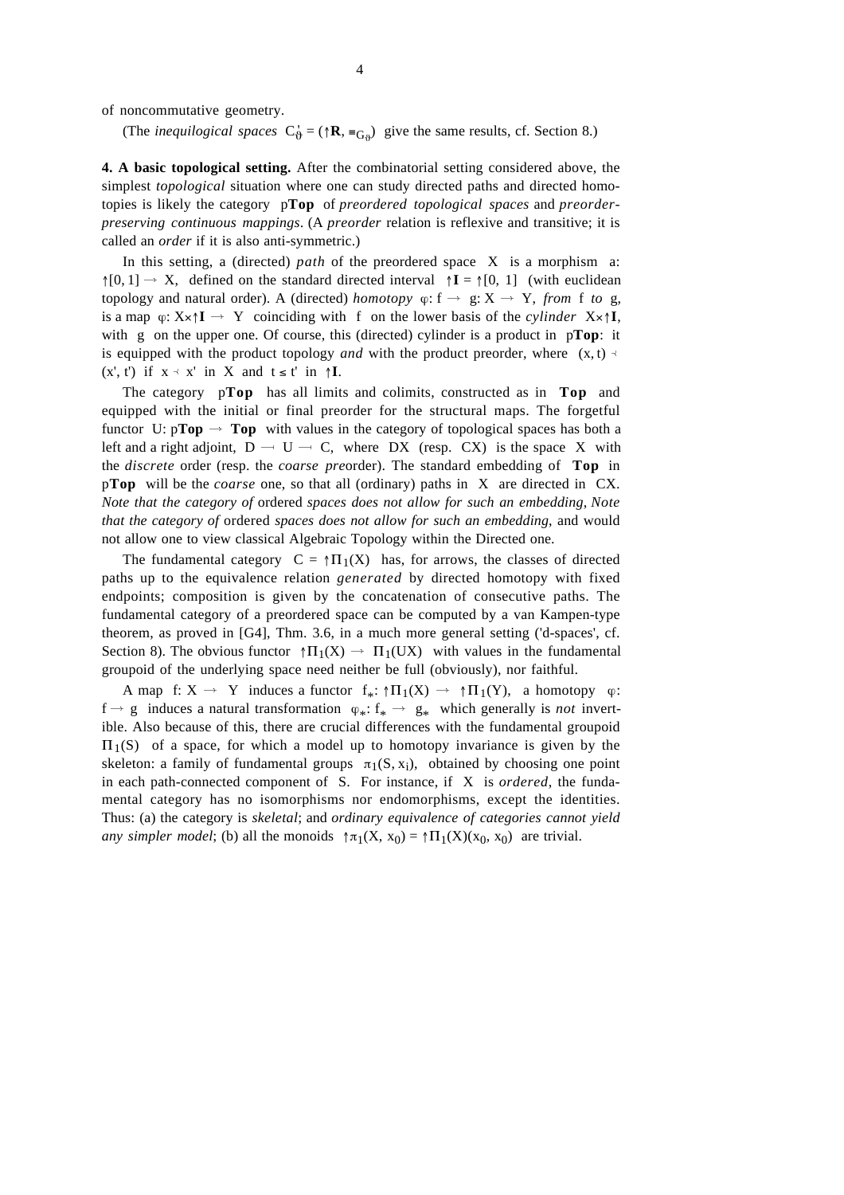of noncommutative geometry.

(The *inequilogical spaces* $C'_\vartheta = (\uparrow\mathbf{R}, \equiv_{G_\vartheta})$ give the same results, cf. Section 8.)

**4. A basic topological setting.** After the combinatorial setting considered above, the simplest *topological* situation where one can study directed paths and directed homotopies is likely the category p**Top** of *preordered topological spaces* and *preorder-preserving continuous mappings*. (A *preorder* relation is reflexive and transitive; it is called an *order* if it is also anti-symmetric.)

In this setting, a (directed) *path* of the preordered space $X$ is a morphism $a: \uparrow[0, 1] \to X$, defined on the standard directed interval $\uparrow\mathbf{I} = \uparrow[0, 1]$ (with euclidean topology and natural order). A (directed) *homotopy* $\varphi: f \to g: X \to Y$, *from* $f$ *to* $g$, is a map $\varphi: X\times\uparrow\mathbf{I} \to Y$ coinciding with $f$ on the lower basis of the *cylinder* $X\times\uparrow\mathbf{I}$, with $g$ on the upper one. Of course, this (directed) cylinder is a product in p**Top**: it is equipped with the product topology *and* with the product preorder, where $(x, t) \prec (x', t')$ if $x \prec x'$ in $X$ and $t \leq t'$ in $\uparrow\mathbf{I}$.

The category p**Top** has all limits and colimits, constructed as in **Top** and equipped with the initial or final preorder for the structural maps. The forgetful functor $U$: p**Top** $\to$ **Top** with values in the category of topological spaces has both a left and a right adjoint, $D \dashv U \dashv C$, where $DX$ (resp. $CX$) is the space $X$ with the *discrete* order (resp. the *coarse pre*order). The standard embedding of **Top** in p**Top** will be the *coarse* one, so that all (ordinary) paths in $X$ are directed in $CX$. *Note that the category of* ordered *spaces does not allow for such an embedding, Note that the category of* ordered *spaces does not allow for such an embedding*, and would not allow one to view classical Algebraic Topology within the Directed one.

The fundamental category $C = \uparrow\Pi_1(X)$ has, for arrows, the classes of directed paths up to the equivalence relation *generated* by directed homotopy with fixed endpoints; composition is given by the concatenation of consecutive paths. The fundamental category of a preordered space can be computed by a van Kampen-type theorem, as proved in [G4], Thm. 3.6, in a much more general setting ('d-spaces', cf. Section 8). The obvious functor $\uparrow\Pi_1(X) \to \Pi_1(UX)$ with values in the fundamental groupoid of the underlying space need neither be full (obviously), nor faithful.

A map $f: X \to Y$ induces a functor $f_*: \uparrow\Pi_1(X) \to \uparrow\Pi_1(Y)$, a homotopy $\varphi: f \to g$ induces a natural transformation $\varphi_*: f_* \to g_*$ which generally is *not* invertible. Also because of this, there are crucial differences with the fundamental groupoid $\Pi_1(S)$ of a space, for which a model up to homotopy invariance is given by the skeleton: a family of fundamental groups $\pi_1(S, x_i)$, obtained by choosing one point in each path-connected component of $S$. For instance, if $X$ is *ordered*, the fundamental category has no isomorphisms nor endomorphisms, except the identities. Thus: (a) the category is *skeletal*; and *ordinary equivalence of categories cannot yield any simpler model*; (b) all the monoids $\uparrow\pi_1(X, x_0) = \uparrow\Pi_1(X)(x_0, x_0)$ are trivial.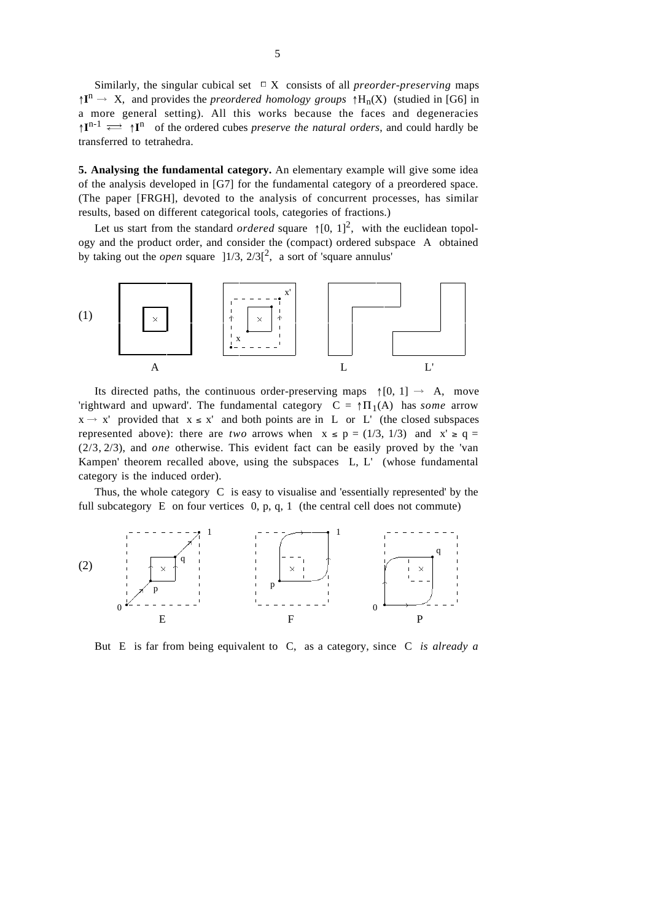Similarly, the singular cubical set $\Box X$ consists of all *preorder-preserving* maps $\uparrow\mathbf{I}^n \to X$, and provides the *preordered homology groups* $\uparrow H_n(X)$ (studied in [G6] in a more general setting). All this works because the faces and degeneracies $\uparrow\mathbf{I}^{n-1} \rightleftarrows \uparrow\mathbf{I}^n$ of the ordered cubes *preserve the natural orders*, and could hardly be transferred to tetrahedra.

**5. Analysing the fundamental category.** An elementary example will give some idea of the analysis developed in [G7] for the fundamental category of a preordered space. (The paper [FRGH], devoted to the analysis of concurrent processes, has similar results, based on different categorical tools, categories of fractions.)

Let us start from the standard *ordered* square $\uparrow[0, 1]^2$, with the euclidean topology and the product order, and consider the (compact) ordered subspace $A$ obtained by taking out the *open* square $]1/3, 2/3[^2$, a sort of 'square annulus'

(1)

Its directed paths, the continuous order-preserving maps $\uparrow[0, 1] \to A$, move 'rightward and upward'. The fundamental category $C = \uparrow\Pi_1(A)$ has *some* arrow $x \to x'$ provided that $x \leq x'$ and both points are in $L$ or $L'$ (the closed subspaces represented above): there are *two* arrows when $x \leq p = (1/3, 1/3)$ and $x' \geq q = (2/3, 2/3)$, and *one* otherwise. This evident fact can be easily proved by the 'van Kampen' theorem recalled above, using the subspaces $L, L'$ (whose fundamental category is the induced order).

Thus, the whole category $C$ is easy to visualise and 'essentially represented' by the full subcategory $E$ on four vertices $0, p, q, 1$ (the central cell does not commute)

(2)

But $E$ is far from being equivalent to $C$, as a category, since $C$ *is already a*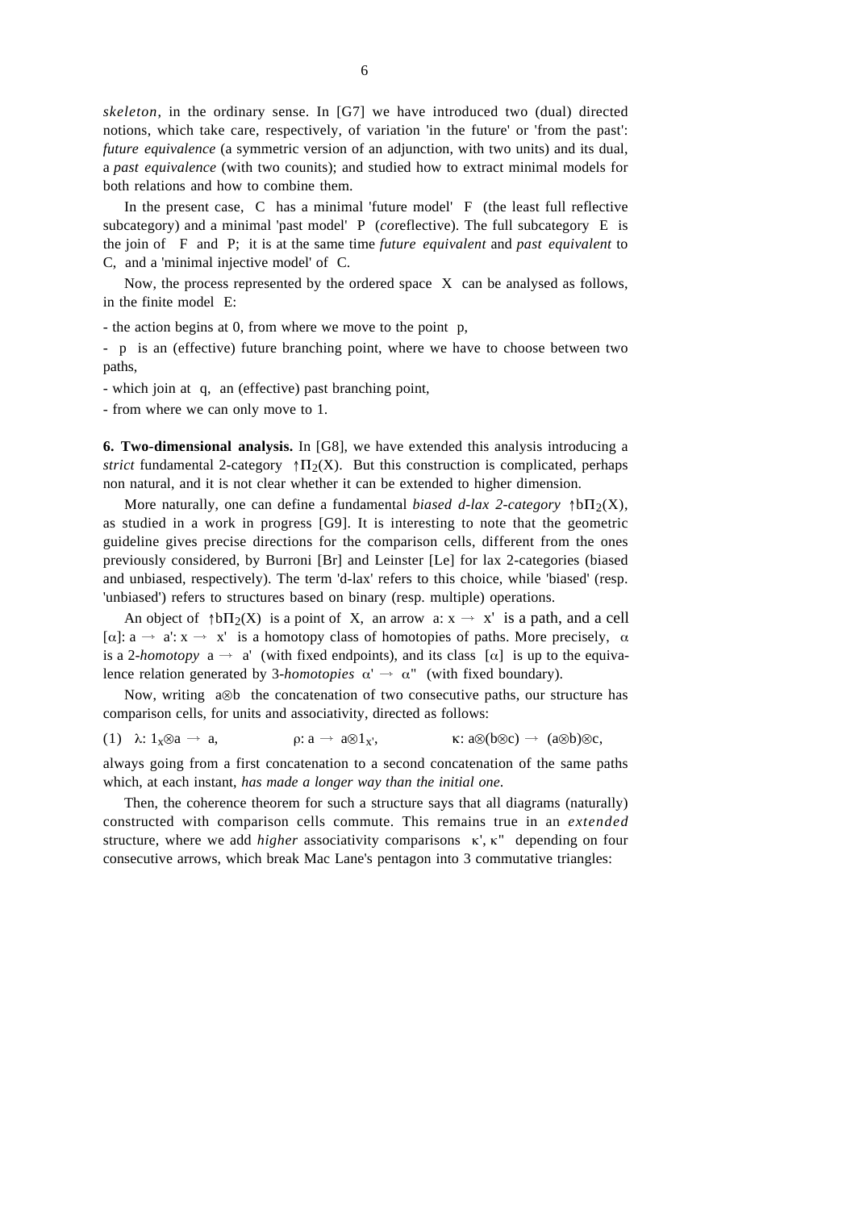*skeleton*, in the ordinary sense. In [G7] we have introduced two (dual) directed notions, which take care, respectively, of variation 'in the future' or 'from the past': *future equivalence* (a symmetric version of an adjunction, with two units) and its dual, a *past equivalence* (with two counits); and studied how to extract minimal models for both relations and how to combine them.

In the present case, $C$ has a minimal 'future model' $F$ (the least full reflective subcategory) and a minimal 'past model' $P$ (*co*reflective). The full subcategory $E$ is the join of $F$ and $P$; it is at the same time *future equivalent* and *past equivalent* to $C$, and a 'minimal injective model' of $C$.

Now, the process represented by the ordered space $X$ can be analysed as follows, in the finite model $E$:

- the action begins at 0, from where we move to the point $p$,

- $p$ is an (effective) future branching point, where we have to choose between two paths,

- which join at $q$, an (effective) past branching point,

- from where we can only move to 1.

**6. Two-dimensional analysis.** In [G8], we have extended this analysis introducing a *strict* fundamental 2-category $\uparrow\Pi_2(X)$. But this construction is complicated, perhaps non natural, and it is not clear whether it can be extended to higher dimension.

More naturally, one can define a fundamental *biased d-lax 2-category* $\uparrow b\Pi_2(X)$, as studied in a work in progress [G9]. It is interesting to note that the geometric guideline gives precise directions for the comparison cells, different from the ones previously considered, by Burroni [Br] and Leinster [Le] for lax 2-categories (biased and unbiased, respectively). The term 'd-lax' refers to this choice, while 'biased' (resp. 'unbiased') refers to structures based on binary (resp. multiple) operations.

An object of $\uparrow b\Pi_2(X)$ is a point of $X$, an arrow $a\colon x \to x'$ is a path, and a cell $[\alpha]\colon a \to a'\colon x \to x'$ is a homotopy class of homotopies of paths. More precisely, $\alpha$ is a 2-*homotopy* $a \to a'$ (with fixed endpoints), and its class $[\alpha]$ is up to the equivalence relation generated by 3-*homotopies* $\alpha' \to \alpha''$ (with fixed boundary).

Now, writing $a \otimes b$ the concatenation of two consecutive paths, our structure has comparison cells, for units and associativity, directed as follows:

$$(1) \quad \lambda\colon 1_x \otimes a \to a, \qquad \rho\colon a \to a \otimes 1_{x'}, \qquad \kappa\colon a \otimes (b \otimes c) \to (a \otimes b) \otimes c,$$

always going from a first concatenation to a second concatenation of the same paths which, at each instant, *has made a longer way than the initial one*.

Then, the coherence theorem for such a structure says that all diagrams (naturally) constructed with comparison cells commute. This remains true in an *extended* structure, where we add *higher* associativity comparisons $\kappa', \kappa''$ depending on four consecutive arrows, which break Mac Lane's pentagon into 3 commutative triangles: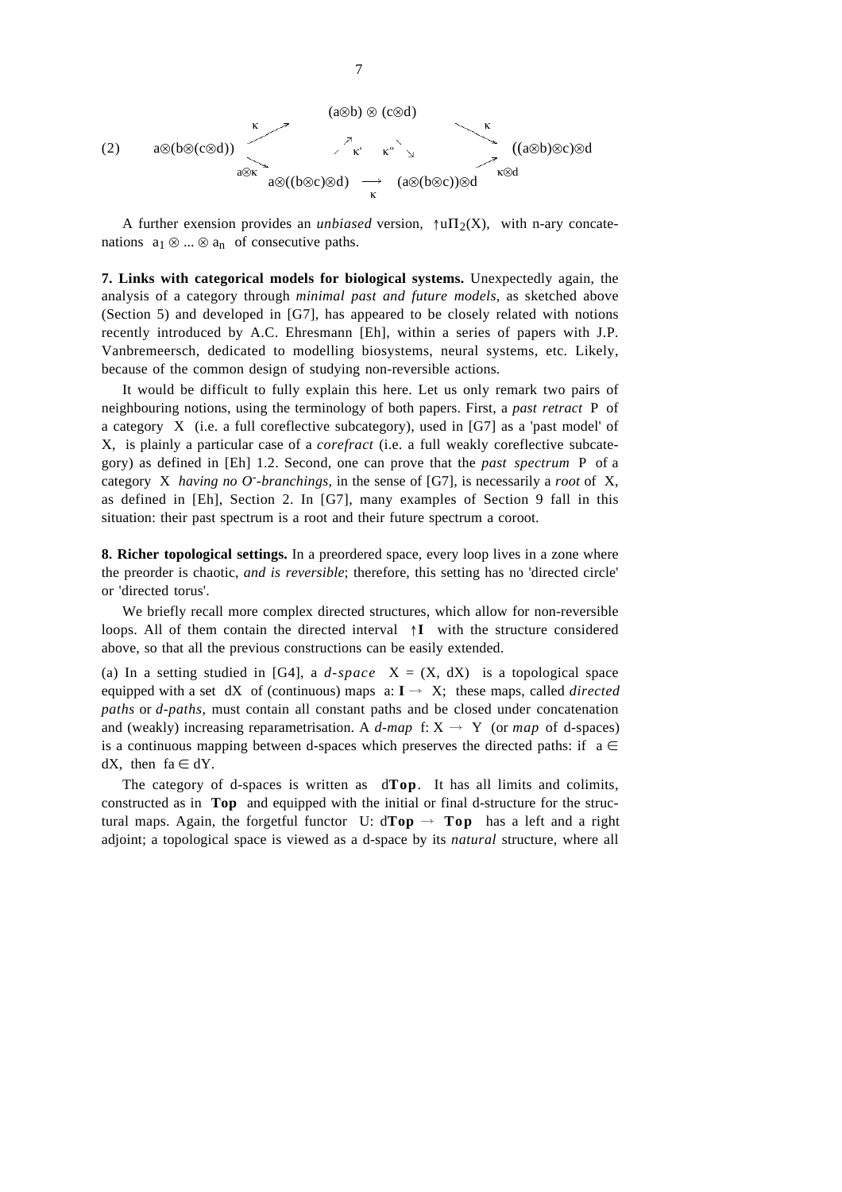$$
(2) \qquad
\begin{array}{ccccc}
 & & (a \otimes b) \otimes (c \otimes d) & & \\
 & \overset{\kappa}{\nearrow} & \overset{\kappa'}{\nearrow} \quad \overset{\kappa''}{\searrow} & \overset{\kappa}{\searrow} & \\
a \otimes (b \otimes (c \otimes d)) & & & & ((a \otimes b) \otimes c) \otimes d \\
 & \underset{a \otimes \kappa}{\searrow} & a \otimes ((b \otimes c) \otimes d) \ \underset{\kappa}{\longrightarrow} \ (a \otimes (b \otimes c)) \otimes d & \underset{\kappa \otimes d}{\nearrow} &
\end{array}
$$

A further exension provides an *unbiased* version, $\uparrow u\Pi_2(X)$, with n-ary concatenations $a_1 \otimes ... \otimes a_n$ of consecutive paths.

**7. Links with categorical models for biological systems.** Unexpectedly again, the analysis of a category through *minimal past and future models*, as sketched above (Section 5) and developed in [G7], has appeared to be closely related with notions recently introduced by A.C. Ehresmann [Eh], within a series of papers with J.P. Vanbremeersch, dedicated to modelling biosystems, neural systems, etc. Likely, because of the common design of studying non-reversible actions.

It would be difficult to fully explain this here. Let us only remark two pairs of neighbouring notions, using the terminology of both papers. First, a *past retract* P of a category X (i.e. a full coreflective subcategory), used in [G7] as a 'past model' of X, is plainly a particular case of a *corefract* (i.e. a full weakly coreflective subcategory) as defined in [Eh] 1.2. Second, one can prove that the *past spectrum* P of a category X *having no $O^-$-branchings*, in the sense of [G7], is necessarily a *root* of X, as defined in [Eh], Section 2. In [G7], many examples of Section 9 fall in this situation: their past spectrum is a root and their future spectrum a coroot.

**8. Richer topological settings.** In a preordered space, every loop lives in a zone where the preorder is chaotic, *and is reversible*; therefore, this setting has no 'directed circle' or 'directed torus'.

We briefly recall more complex directed structures, which allow for non-reversible loops. All of them contain the directed interval $\uparrow\mathbf{I}$ with the structure considered above, so that all the previous constructions can be easily extended.

(a) In a setting studied in [G4], a *d-space* $X = (X, dX)$ is a topological space equipped with a set dX of (continuous) maps $a: \mathbf{I} \to X$; these maps, called *directed paths* or *d-paths*, must contain all constant paths and be closed under concatenation and (weakly) increasing reparametrisation. A *d-map* $f: X \to Y$ (or *map* of d-spaces) is a continuous mapping between d-spaces which preserves the directed paths: if $a \in dX$, then $fa \in dY$.

The category of d-spaces is written as d**Top**. It has all limits and colimits, constructed as in **Top** and equipped with the initial or final d-structure for the structural maps. Again, the forgetful functor $U$: d**Top** $\to$ **Top** has a left and a right adjoint; a topological space is viewed as a d-space by its *natural* structure, where all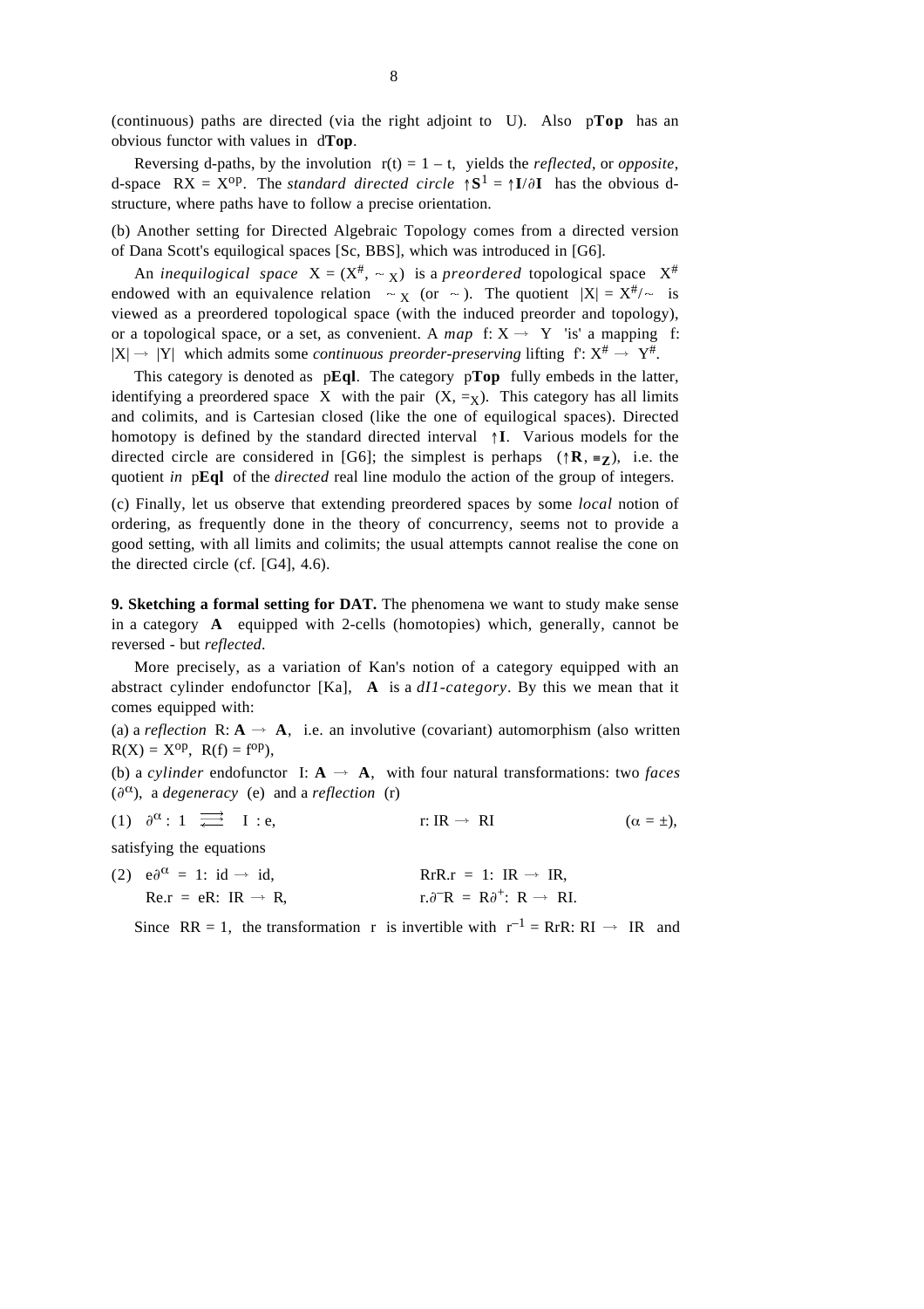(continuous) paths are directed (via the right adjoint to U). Also p**Top** has an obvious functor with values in d**Top**.

Reversing d-paths, by the involution $r(t) = 1 - t$, yields the *reflected*, or *opposite*, d-space $RX = X^{op}$. The *standard directed circle* $\uparrow\mathbf{S}^1 = \uparrow\mathbf{I}/\partial\mathbf{I}$ has the obvious d-structure, where paths have to follow a precise orientation.

(b) Another setting for Directed Algebraic Topology comes from a directed version of Dana Scott's equilogical spaces [Sc, BBS], which was introduced in [G6].

An *inequilogical space* $X = (X^{\#}, \sim_X)$ is a *preordered* topological space $X^{\#}$ endowed with an equivalence relation $\sim_X$ (or $\sim$). The quotient $|X| = X^{\#}/\sim$ is viewed as a preordered topological space (with the induced preorder and topology), or a topological space, or a set, as convenient. A *map* $f\colon X \to Y$ 'is' a mapping $f\colon |X| \to |Y|$ which admits some *continuous preorder-preserving* lifting $f'\colon X^{\#} \to Y^{\#}$.

This category is denoted as p**Eql**. The category p**Top** fully embeds in the latter, identifying a preordered space $X$ with the pair $(X, =_X)$. This category has all limits and colimits, and is Cartesian closed (like the one of equilogical spaces). Directed homotopy is defined by the standard directed interval $\uparrow\mathbf{I}$. Various models for the directed circle are considered in [G6]; the simplest is perhaps $(\uparrow\mathbf{R}, \equiv_{\mathbf{Z}})$, i.e. the quotient *in* p**Eql** of the *directed* real line modulo the action of the group of integers.

(c) Finally, let us observe that extending preordered spaces by some *local* notion of ordering, as frequently done in the theory of concurrency, seems not to provide a good setting, with all limits and colimits; the usual attempts cannot realise the cone on the directed circle (cf. [G4], 4.6).

**9. Sketching a formal setting for DAT.** The phenomena we want to study make sense in a category **A** equipped with 2-cells (homotopies) which, generally, cannot be reversed - but *reflected*.

More precisely, as a variation of Kan's notion of a category equipped with an abstract cylinder endofunctor [Ka], **A** is a *dI1-category*. By this we mean that it comes equipped with:

(a) a *reflection* $R\colon \mathbf{A} \to \mathbf{A}$, i.e. an involutive (covariant) automorphism (also written $R(X) = X^{op}$, $R(f) = f^{op}$),

(b) a *cylinder* endofunctor $I\colon \mathbf{A} \to \mathbf{A}$, with four natural transformations: two *faces* $(\partial^{\alpha})$, a *degeneracy* (e) and a *reflection* (r)

(1) $\partial^{\alpha}\colon 1 \rightleftarrows I : e, \qquad\qquad r\colon IR \to RI \qquad\qquad (\alpha = \pm),$

satisfying the equations

(2) $e\partial^{\alpha} = 1\colon \mathrm{id} \to \mathrm{id}, \qquad\qquad RrR.r = 1\colon IR \to IR,$

$\quad\;\; Re.r = eR\colon IR \to R, \qquad\qquad r.\partial^{-}R = R\partial^{+}\colon R \to RI.$

Since $RR = 1$, the transformation r is invertible with $r^{-1} = RrR\colon RI \to IR$ and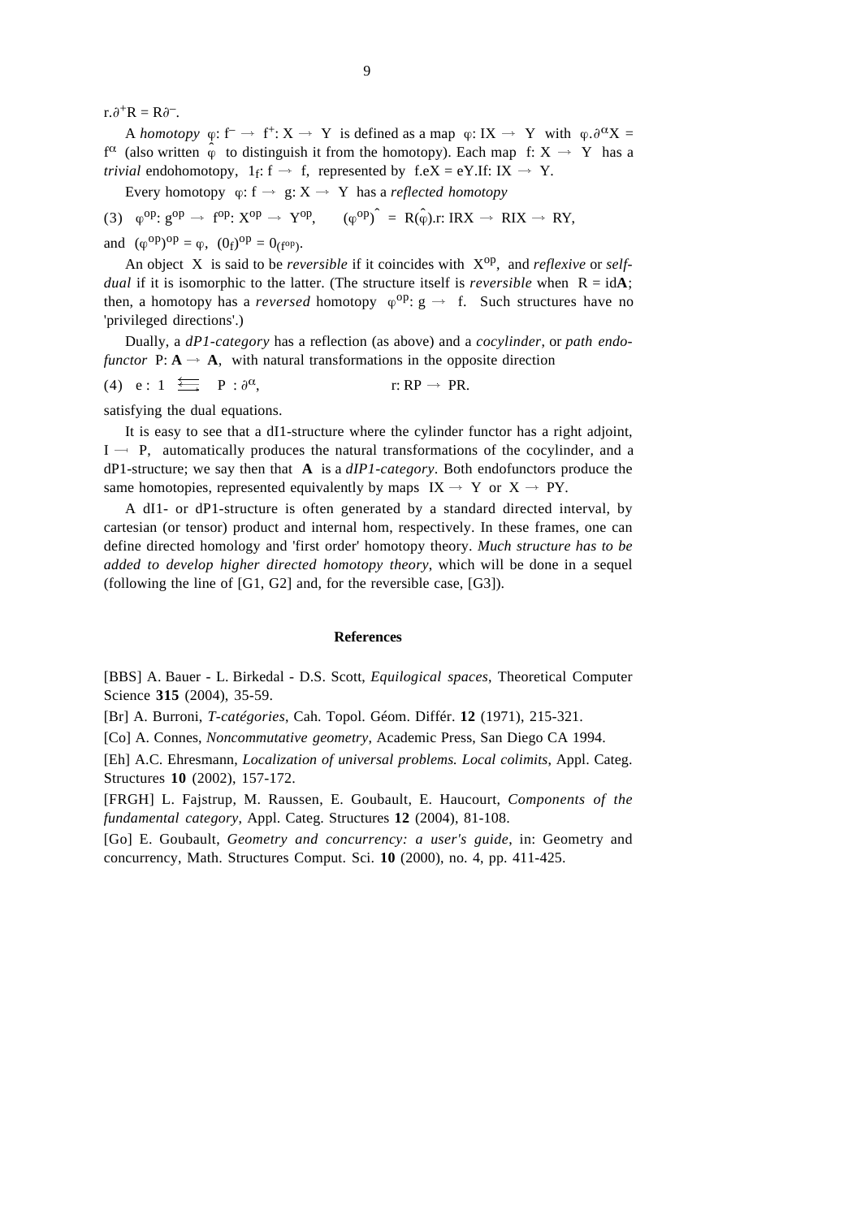$r.\partial^+R = R\partial^-$.

A *homotopy* $\varphi: f^- \to f^+: X \to Y$ is defined as a map $\varphi: IX \to Y$ with $\varphi.\partial^\alpha X = f^\alpha$ (also written $\hat{\varphi}$ to distinguish it from the homotopy). Each map $f: X \to Y$ has a *trivial* endohomotopy, $1_f: f \to f$, represented by $f.eX = eY.If: IX \to Y$.

Every homotopy $\varphi: f \to g: X \to Y$ has a *reflected homotopy*

$$(3) \quad \varphi^{op}: g^{op} \to f^{op}: X^{op} \to Y^{op}, \qquad (\varphi^{op})\hat{} = R(\hat{\varphi}).r: IRX \to RIX \to RY,$$

and $(\varphi^{op})^{op} = \varphi$, $(0_f)^{op} = 0_{(f^{op})}$.

An object $X$ is said to be *reversible* if it coincides with $X^{op}$, and *reflexive* or *self-dual* if it is isomorphic to the latter. (The structure itself is *reversible* when $R = \mathrm{id}\mathbf{A}$; then, a homotopy has a *reversed* homotopy $\varphi^{op}: g \to f$. Such structures have no 'privileged directions'.)

Dually, a *dP1-category* has a reflection (as above) and a *cocylinder*, or *path endofunctor* $P: \mathbf{A} \to \mathbf{A}$, with natural transformations in the opposite direction

$$(4) \quad e: 1 \leftrightarrows P: \partial^\alpha, \qquad\qquad r: RP \to PR.$$

satisfying the dual equations.

It is easy to see that a dI1-structure where the cylinder functor has a right adjoint, $I \dashv P$, automatically produces the natural transformations of the cocylinder, and a dP1-structure; we say then that $\mathbf{A}$ is a *dIP1-category*. Both endofunctors produce the same homotopies, represented equivalently by maps $IX \to Y$ or $X \to PY$.

A dI1- or dP1-structure is often generated by a standard directed interval, by cartesian (or tensor) product and internal hom, respectively. In these frames, one can define directed homology and 'first order' homotopy theory. *Much structure has to be added to develop higher directed homotopy theory*, which will be done in a sequel (following the line of [G1, G2] and, for the reversible case, [G3]).

## References

[BBS] A. Bauer - L. Birkedal - D.S. Scott, *Equilogical spaces*, Theoretical Computer Science **315** (2004), 35-59.

[Br] A. Burroni, *T-catégories*, Cah. Topol. Géom. Différ. **12** (1971), 215-321.

[Co] A. Connes, *Noncommutative geometry*, Academic Press, San Diego CA 1994.

[Eh] A.C. Ehresmann, *Localization of universal problems. Local colimits*, Appl. Categ. Structures **10** (2002), 157-172.

[FRGH] L. Fajstrup, M. Raussen, E. Goubault, E. Haucourt, *Components of the fundamental category*, Appl. Categ. Structures **12** (2004), 81-108.

[Go] E. Goubault, *Geometry and concurrency: a user's guide*, in: Geometry and concurrency, Math. Structures Comput. Sci. **10** (2000), no. 4, pp. 411-425.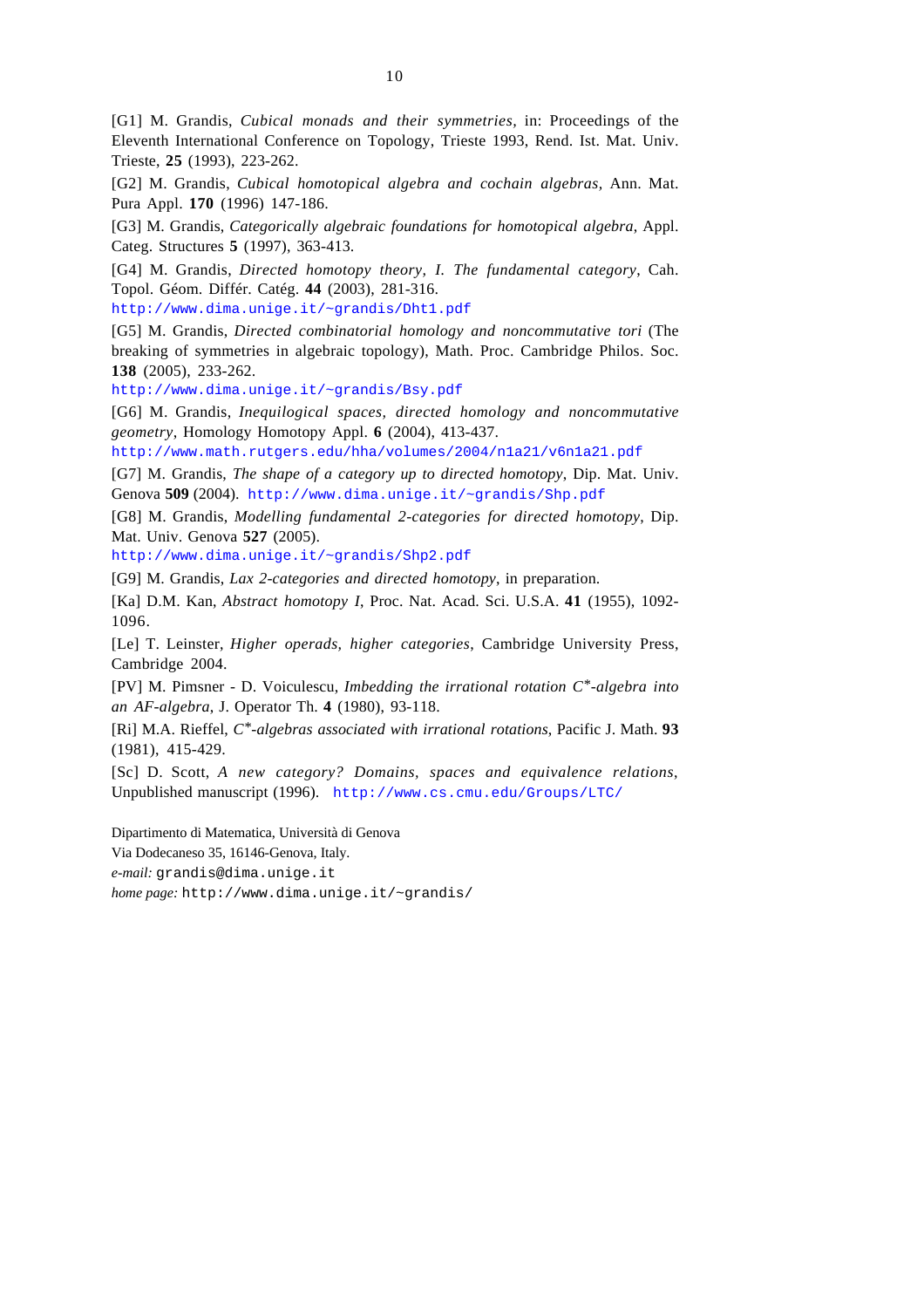[G1] M. Grandis, *Cubical monads and their symmetries,* in: Proceedings of the Eleventh International Conference on Topology, Trieste 1993, Rend. Ist. Mat. Univ. Trieste, **25** (1993), 223-262.

[G2] M. Grandis, *Cubical homotopical algebra and cochain algebras,* Ann. Mat. Pura Appl. **170** (1996) 147-186.

[G3] M. Grandis, *Categorically algebraic foundations for homotopical algebra*, Appl. Categ. Structures **5** (1997), 363-413.

[G4] M. Grandis, *Directed homotopy theory, I. The fundamental category*, Cah. Topol. Géom. Différ. Catég. **44** (2003), 281-316.
http://www.dima.unige.it/~grandis/Dht1.pdf

[G5] M. Grandis, *Directed combinatorial homology and noncommutative tori* (The breaking of symmetries in algebraic topology), Math. Proc. Cambridge Philos. Soc. **138** (2005), 233-262.
http://www.dima.unige.it/~grandis/Bsy.pdf

[G6] M. Grandis, *Inequilogical spaces, directed homology and noncommutative geometry*, Homology Homotopy Appl. **6** (2004), 413-437.
http://www.math.rutgers.edu/hha/volumes/2004/n1a21/v6n1a21.pdf

[G7] M. Grandis, *The shape of a category up to directed homotopy*, Dip. Mat. Univ. Genova **509** (2004). http://www.dima.unige.it/~grandis/Shp.pdf

[G8] M. Grandis, *Modelling fundamental 2-categories for directed homotopy*, Dip. Mat. Univ. Genova **527** (2005).
http://www.dima.unige.it/~grandis/Shp2.pdf

[G9] M. Grandis, *Lax 2-categories and directed homotopy*, in preparation.

[Ka] D.M. Kan, *Abstract homotopy I*, Proc. Nat. Acad. Sci. U.S.A. **41** (1955), 1092-1096.

[Le] T. Leinster, *Higher operads, higher categories*, Cambridge University Press, Cambridge 2004.

[PV] M. Pimsner - D. Voiculescu, *Imbedding the irrational rotation $C^*$-algebra into an AF-algebra*, J. Operator Th. **4** (1980), 93-118.

[Ri] M.A. Rieffel, *$C^*$-algebras associated with irrational rotations*, Pacific J. Math. **93** (1981), 415-429.

[Sc] D. Scott, *A new category? Domains, spaces and equivalence relations*, Unpublished manuscript (1996). http://www.cs.cmu.edu/Groups/LTC/

Dipartimento di Matematica, Università di Genova
Via Dodecaneso 35, 16146-Genova, Italy.
*e-mail:* grandis@dima.unige.it
*home page:* http://www.dima.unige.it/~grandis/